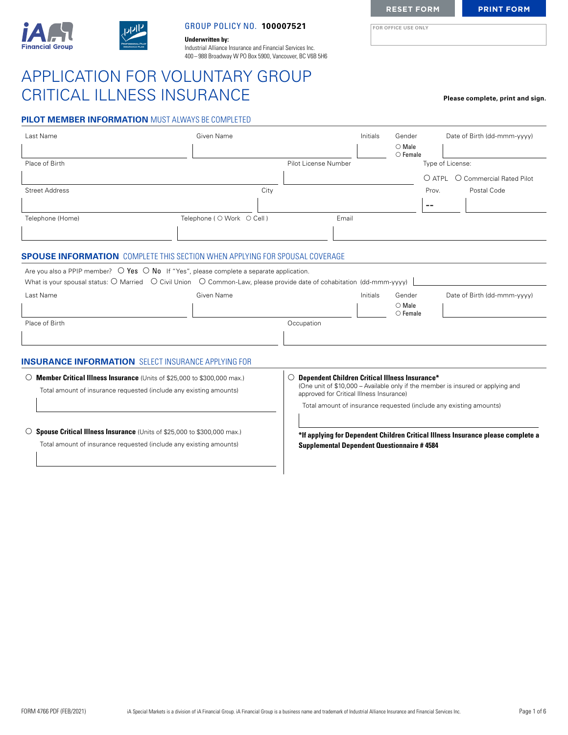RESET FORM PRINT FORM

GROUP POLICY NO. **100007521**

**Underwritten by:**
Industrial Alliance Insurance and Financial Services Inc.
400 – 988 Broadway W PO Box 5900, Vancouver, BC V6B 5H6

FOR OFFICE USE ONLY

# APPLICATION FOR VOLUNTARY GROUP CRITICAL ILLNESS INSURANCE

**Please complete, print and sign.**

## PILOT MEMBER INFORMATION MUST ALWAYS BE COMPLETED

| Last Name | Given Name | Initials | Gender | Date of Birth (dd-mmm-yyyy) |
|---|---|---|---|---|
| | | | ○ Male ○ Female | |

| Place of Birth | Pilot License Number | Type of License: |
|---|---|---|
| | | ○ ATPL ○ Commercial Rated Pilot |

| Street Address | City | Prov. | Postal Code |
|---|---|---|---|
| | | -- | |

| Telephone (Home) | Telephone ( ○ Work ○ Cell ) | Email |
|---|---|---|
| | | |

## SPOUSE INFORMATION COMPLETE THIS SECTION WHEN APPLYING FOR SPOUSAL COVERAGE

Are you also a PPIP member? ○ Yes ○ No If "Yes", please complete a separate application.

What is your spousal status: ○ Married ○ Civil Union ○ Common-Law, please provide date of cohabitation (dd-mmm-yyyy)

| Last Name | Given Name | Initials | Gender | Date of Birth (dd-mmm-yyyy) |
|---|---|---|---|---|
| | | | ○ Male ○ Female | |

| Place of Birth | Occupation |
|---|---|
| | |

## INSURANCE INFORMATION SELECT INSURANCE APPLYING FOR

○ **Member Critical Illness Insurance** (Units of $25,000 to $300,000 max.)

Total amount of insurance requested (include any existing amounts)

○ **Spouse Critical Illness Insurance** (Units of $25,000 to $300,000 max.)

Total amount of insurance requested (include any existing amounts)

○ **Dependent Children Critical Illness Insurance***
(One unit of $10,000 – Available only if the member is insured or applying and approved for Critical Illness Insurance)

Total amount of insurance requested (include any existing amounts)

***If applying for Dependent Children Critical Illness Insurance please complete a Supplemental Dependent Questionnaire # 4584**

FORM 4766 PDF (FEB/2021) iA Special Markets is a division of iA Financial Group. iA Financial Group is a business name and trademark of Industrial Alliance Insurance and Financial Services Inc.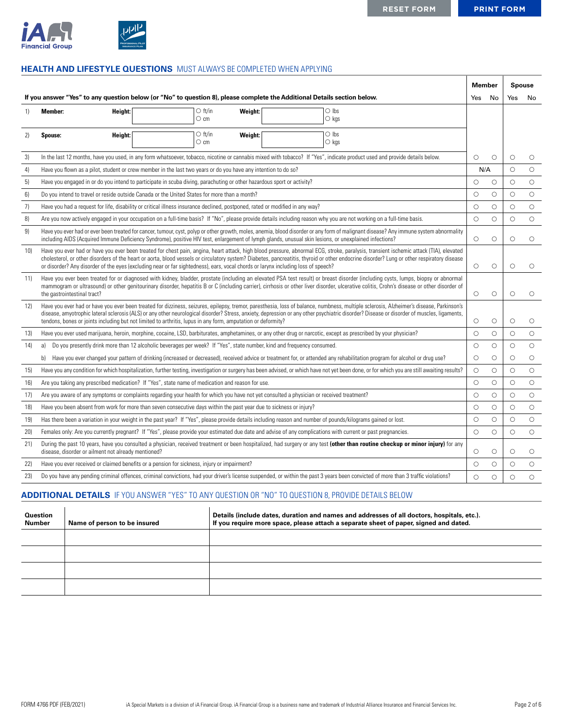RESET FORM | PRINT FORM

## HEALTH AND LIFESTYLE QUESTIONS MUST ALWAYS BE COMPLETED WHEN APPLYING

**If you answer "Yes" to any question below (or "No" to question 8), please complete the Additional Details section below.**

| | | Member Yes | Member No | Spouse Yes | Spouse No |
|---|---|---|---|---|---|
| 1) | **Member:** **Height:** ☐ ○ ft/in ○ cm **Weight:** ☐ ○ lbs ○ kgs | | | | |
| 2) | **Spouse:** **Height:** ☐ ○ ft/in ○ cm **Weight:** ☐ ○ lbs ○ kgs | | | | |
| 3) | In the last 12 months, have you used, in any form whatsoever, tobacco, nicotine or cannabis mixed with tobacco? If "Yes", indicate product used and provide details below. | ○ | ○ | ○ | ○ |
| 4) | Have you flown as a pilot, student or crew member in the last two years or do you have any intention to do so? | N/A | | ○ | ○ |
| 5) | Have you engaged in or do you intend to participate in scuba diving, parachuting or other hazardous sport or activity? | ○ | ○ | ○ | ○ |
| 6) | Do you intend to travel or reside outside Canada or the United States for more than a month? | ○ | ○ | ○ | ○ |
| 7) | Have you had a request for life, disability or critical illness insurance declined, postponed, rated or modified in any way? | ○ | ○ | ○ | ○ |
| 8) | Are you now actively engaged in your occupation on a full-time basis? If "No", please provide details including reason why you are not working on a full-time basis. | ○ | ○ | ○ | ○ |
| 9) | Have you ever had or ever been treated for cancer, tumour, cyst, polyp or other growth, moles, anemia, blood disorder or any form of malignant disease? Any immune system abnormality including AIDS (Acquired Immune Deficiency Syndrome), positive HIV test, enlargement of lymph glands, unusual skin lesions, or unexplained infections? | ○ | ○ | ○ | ○ |
| 10) | Have you ever had or have you ever been treated for chest pain, angina, heart attack, high blood pressure, abnormal ECG, stroke, paralysis, transient ischemic attack (TIA), elevated cholesterol, or other disorders of the heart or aorta, blood vessels or circulatory system? Diabetes, pancreatitis, thyroid or other endocrine disorder? Lung or other respiratory disease or disorder? Any disorder of the eyes (excluding near or far sightedness), ears, vocal chords or larynx including loss of speech? | ○ | ○ | ○ | ○ |
| 11) | Have you ever been treated for or diagnosed with kidney, bladder, prostate (including an elevated PSA test result) or breast disorder (including cysts, lumps, biopsy or abnormal mammogram or ultrasound) or other genitourinary disorder, hepatitis B or C (including carrier), cirrhosis or other liver disorder, ulcerative colitis, Crohn's disease or other disorder of the gastrointestinal tract? | ○ | ○ | ○ | ○ |
| 12) | Have you ever had or have you ever been treated for dizziness, seizures, epilepsy, tremor, paresthesia, loss of balance, numbness, multiple sclerosis, Alzheimer's disease, Parkinson's disease, amyotrophic lateral sclerosis (ALS) or any other neurological disorder? Stress, anxiety, depression or any other psychiatric disorder? Disease or disorder of muscles, ligaments, tendons, bones or joints including but not limited to arthritis, lupus in any form, amputation or deformity? | ○ | ○ | ○ | ○ |
| 13) | Have you ever used marijuana, heroin, morphine, cocaine, LSD, barbiturates, amphetamines, or any other drug or narcotic, except as prescribed by your physician? | ○ | ○ | ○ | ○ |
| 14) | a) Do you presently drink more than 12 alcoholic beverages per week? If "Yes", state number, kind and frequency consumed. | ○ | ○ | ○ | ○ |
| | b) Have you ever changed your pattern of drinking (increased or decreased), received advice or treatment for, or attended any rehabilitation program for alcohol or drug use? | ○ | ○ | ○ | ○ |
| 15) | Have you any condition for which hospitalization, further testing, investigation or surgery has been advised, or which have not yet been done, or for which you are still awaiting results? | ○ | ○ | ○ | ○ |
| 16) | Are you taking any prescribed medication? If "Yes", state name of medication and reason for use. | ○ | ○ | ○ | ○ |
| 17) | Are you aware of any symptoms or complaints regarding your health for which you have not yet consulted a physician or received treatment? | ○ | ○ | ○ | ○ |
| 18) | Have you been absent from work for more than seven consecutive days within the past year due to sickness or injury? | ○ | ○ | ○ | ○ |
| 19) | Has there been a variation in your weight in the past year? If "Yes", please provide details including reason and number of pounds/kilograms gained or lost. | ○ | ○ | ○ | ○ |
| 20) | Females only: Are you currently pregnant? If "Yes", please provide your estimated due date and advise of any complications with current or past pregnancies. | ○ | ○ | ○ | ○ |
| 21) | During the past 10 years, have you consulted a physician, received treatment or been hospitalized, had surgery or any test **(other than routine checkup or minor injury)** for any disease, disorder or ailment not already mentioned? | ○ | ○ | ○ | ○ |
| 22) | Have you ever received or claimed benefits or a pension for sickness, injury or impairment? | ○ | ○ | ○ | ○ |
| 23) | Do you have any pending criminal offences, criminal convictions, had your driver's license suspended, or within the past 3 years been convicted of more than 3 traffic violations? | ○ | ○ | ○ | ○ |

## ADDITIONAL DETAILS IF YOU ANSWER "YES" TO ANY QUESTION OR "NO" TO QUESTION 8, PROVIDE DETAILS BELOW

| Question Number | Name of person to be insured | Details (include dates, duration and names and addresses of all doctors, hospitals, etc.). If you require more space, please attach a separate sheet of paper, signed and dated. |
|---|---|---|
| | | |
| | | |
| | | |
| | | |

FORM 4766 PDF (FEB/2021) iA Special Markets is a division of iA Financial Group. iA Financial Group is a business name and trademark of Industrial Alliance Insurance and Financial Services Inc.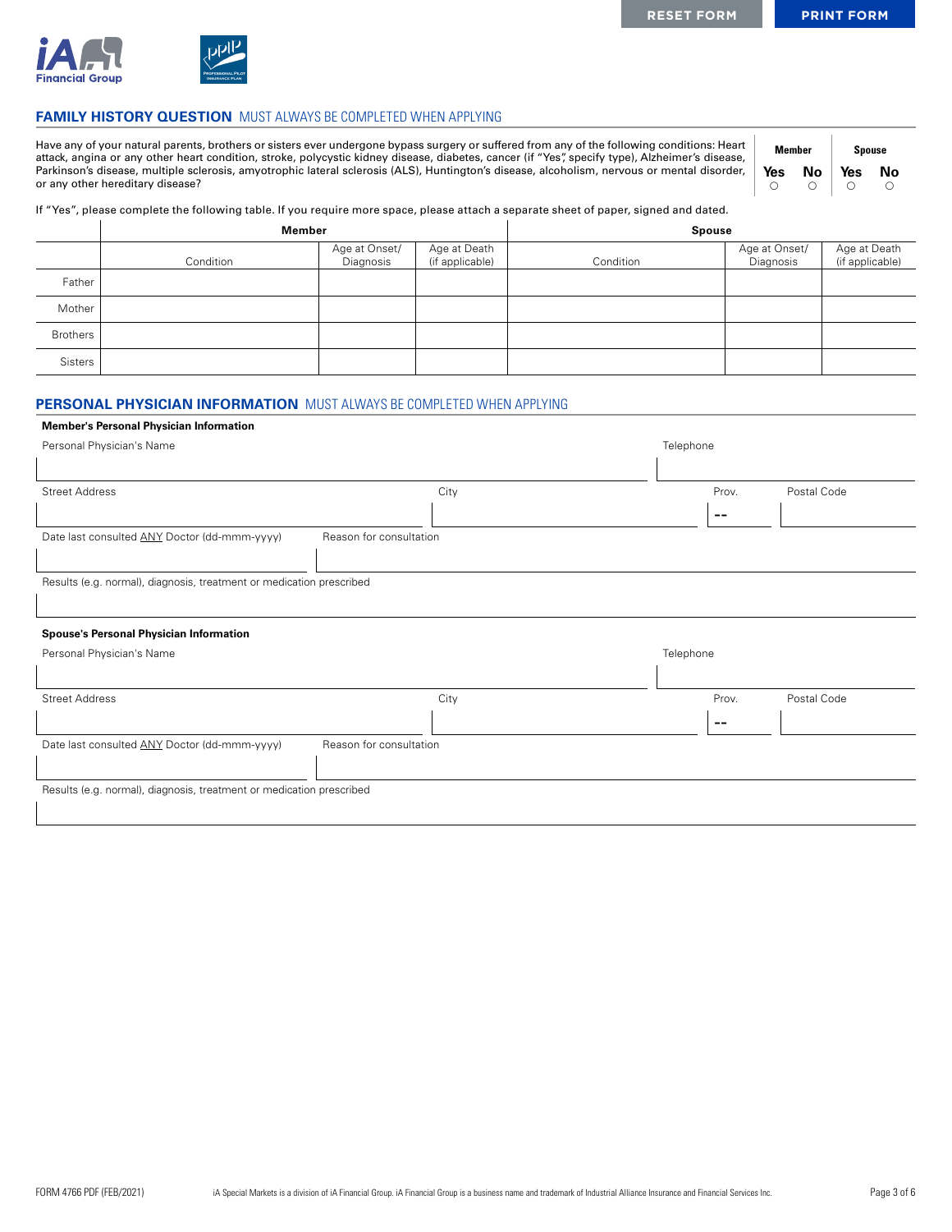## FAMILY HISTORY QUESTION MUST ALWAYS BE COMPLETED WHEN APPLYING

Have any of your natural parents, brothers or sisters ever undergone bypass surgery or suffered from any of the following conditions: Heart attack, angina or any other heart condition, stroke, polycystic kidney disease, diabetes, cancer (if "Yes", specify type), Alzheimer's disease, Parkinson's disease, multiple sclerosis, amyotrophic lateral sclerosis (ALS), Huntington's disease, alcoholism, nervous or mental disorder, or any other hereditary disease?

| Member | | Spouse | |
|---|---|---|---|
| Yes ○ | No ○ | Yes ○ | No ○ |

If "Yes", please complete the following table. If you require more space, please attach a separate sheet of paper, signed and dated.

| | Member | | | Spouse | | |
|---|---|---|---|---|---|---|
| | Condition | Age at Onset/ Diagnosis | Age at Death (if applicable) | Condition | Age at Onset/ Diagnosis | Age at Death (if applicable) |
| Father | | | | | | |
| Mother | | | | | | |
| Brothers | | | | | | |
| Sisters | | | | | | |

## PERSONAL PHYSICIAN INFORMATION MUST ALWAYS BE COMPLETED WHEN APPLYING

**Member's Personal Physician Information**

Personal Physician's Name

Telephone

Street Address

City

Prov. --

Postal Code

Date last consulted ANY Doctor (dd-mmm-yyyy)

Reason for consultation

Results (e.g. normal), diagnosis, treatment or medication prescribed

**Spouse's Personal Physician Information**

Personal Physician's Name

Telephone

Street Address

City

Prov. --

Postal Code

Date last consulted ANY Doctor (dd-mmm-yyyy)

Reason for consultation

Results (e.g. normal), diagnosis, treatment or medication prescribed

FORM 4766 PDF (FEB/2021)

iA Special Markets is a division of iA Financial Group. iA Financial Group is a business name and trademark of Industrial Alliance Insurance and Financial Services Inc.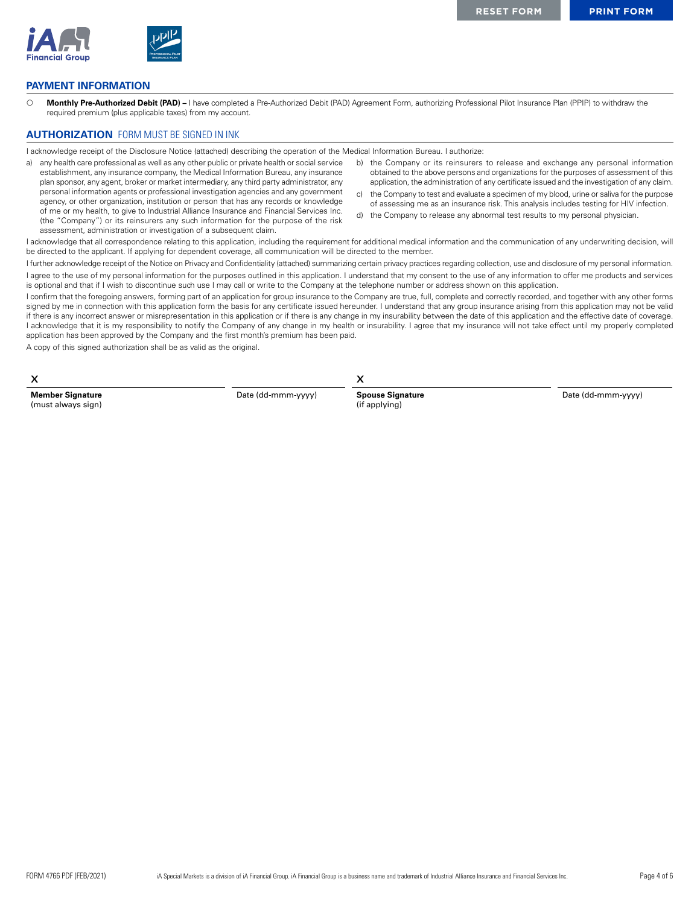## PAYMENT INFORMATION

○ **Monthly Pre-Authorized Debit (PAD) –** I have completed a Pre-Authorized Debit (PAD) Agreement Form, authorizing Professional Pilot Insurance Plan (PPIP) to withdraw the required premium (plus applicable taxes) from my account.

## AUTHORIZATION FORM MUST BE SIGNED IN INK

I acknowledge receipt of the Disclosure Notice (attached) describing the operation of the Medical Information Bureau. I authorize:

a) any health care professional as well as any other public or private health or social service establishment, any insurance company, the Medical Information Bureau, any insurance plan sponsor, any agent, broker or market intermediary, any third party administrator, any personal information agents or professional investigation agencies and any government agency, or other organization, institution or person that has any records or knowledge of me or my health, to give to Industrial Alliance Insurance and Financial Services Inc. (the "Company") or its reinsurers any such information for the purpose of the risk assessment, administration or investigation of a subsequent claim.

b) the Company or its reinsurers to release and exchange any personal information obtained to the above persons and organizations for the purposes of assessment of this application, the administration of any certificate issued and the investigation of any claim.

c) the Company to test and evaluate a specimen of my blood, urine or saliva for the purpose of assessing me as an insurance risk. This analysis includes testing for HIV infection.

d) the Company to release any abnormal test results to my personal physician.

I acknowledge that all correspondence relating to this application, including the requirement for additional medical information and the communication of any underwriting decision, will be directed to the applicant. If applying for dependent coverage, all communication will be directed to the member.

I further acknowledge receipt of the Notice on Privacy and Confidentiality (attached) summarizing certain privacy practices regarding collection, use and disclosure of my personal information.

I agree to the use of my personal information for the purposes outlined in this application. I understand that my consent to the use of any information to offer me products and services is optional and that if I wish to discontinue such use I may call or write to the Company at the telephone number or address shown on this application.

I confirm that the foregoing answers, forming part of an application for group insurance to the Company are true, full, complete and correctly recorded, and together with any other forms signed by me in connection with this application form the basis for any certificate issued hereunder. I understand that any group insurance arising from this application may not be valid if there is any incorrect answer or misrepresentation in this application or if there is any change in my insurability between the date of this application and the effective date of coverage. I acknowledge that it is my responsibility to notify the Company of any change in my health or insurability. I agree that my insurance will not take effect until my properly completed application has been approved by the Company and the first month's premium has been paid.

A copy of this signed authorization shall be as valid as the original.

X ______________________________ ____________________
**Member Signature** (must always sign) — Date (dd-mmm-yyyy)

X ______________________________ ____________________
**Spouse Signature** (if applying) — Date (dd-mmm-yyyy)

FORM 4766 PDF (FEB/2021) iA Special Markets is a division of iA Financial Group. iA Financial Group is a business name and trademark of Industrial Alliance Insurance and Financial Services Inc.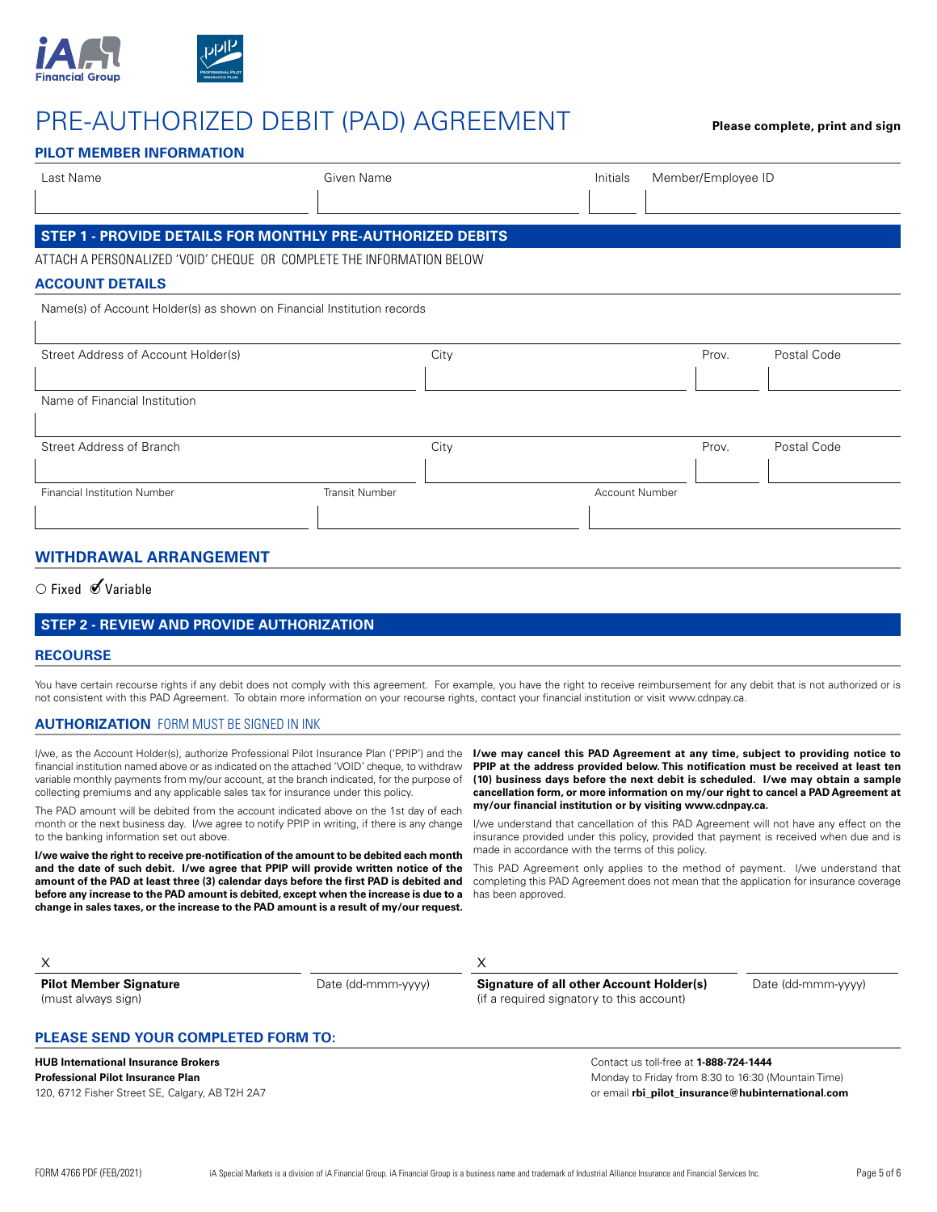# PRE-AUTHORIZED DEBIT (PAD) AGREEMENT

**Please complete, print and sign**

## PILOT MEMBER INFORMATION

| Last Name | Given Name | Initials | Member/Employee ID |
|---|---|---|---|
| | | | |

## STEP 1 - PROVIDE DETAILS FOR MONTHLY PRE-AUTHORIZED DEBITS

ATTACH A PERSONALIZED 'VOID' CHEQUE OR COMPLETE THE INFORMATION BELOW

### ACCOUNT DETAILS

Name(s) of Account Holder(s) as shown on Financial Institution records

| Street Address of Account Holder(s) | City | Prov. | Postal Code |
|---|---|---|---|
| | | | |

Name of Financial Institution

| Street Address of Branch | City | Prov. | Postal Code |
|---|---|---|---|
| | | | |

| Financial Institution Number | Transit Number | Account Number |
|---|---|---|
| | | |

### WITHDRAWAL ARRANGEMENT

○ Fixed ✔ Variable

## STEP 2 - REVIEW AND PROVIDE AUTHORIZATION

### RECOURSE

You have certain recourse rights if any debit does not comply with this agreement. For example, you have the right to receive reimbursement for any debit that is not authorized or is not consistent with this PAD Agreement. To obtain more information on your recourse rights, contact your financial institution or visit www.cdnpay.ca.

### AUTHORIZATION FORM MUST BE SIGNED IN INK

I/we, as the Account Holder(s), authorize Professional Pilot Insurance Plan ('PPIP') and the financial institution named above or as indicated on the attached 'VOID' cheque, to withdraw variable monthly payments from my/our account, at the branch indicated, for the purpose of collecting premiums and any applicable sales tax for insurance under this policy.

The PAD amount will be debited from the account indicated above on the 1st day of each month or the next business day. I/we agree to notify PPIP in writing, if there is any change to the banking information set out above.

**I/we waive the right to receive pre-notification of the amount to be debited each month and the date of such debit. I/we agree that PPIP will provide written notice of the amount of the PAD at least three (3) calendar days before the first PAD is debited and before any increase to the PAD amount is debited, except when the increase is due to a change in sales taxes, or the increase to the PAD amount is a result of my/our request.**

**I/we may cancel this PAD Agreement at any time, subject to providing notice to PPIP at the address provided below. This notification must be received at least ten (10) business days before the next debit is scheduled. I/we may obtain a sample cancellation form, or more information on my/our right to cancel a PAD Agreement at my/our financial institution or by visiting www.cdnpay.ca.**

I/we understand that cancellation of this PAD Agreement will not have any effect on the insurance provided under this policy, provided that payment is received when due and is made in accordance with the terms of this policy.

This PAD Agreement only applies to the method of payment. I/we understand that completing this PAD Agreement does not mean that the application for insurance coverage has been approved.

| X | | X | |
|---|---|---|---|
| **Pilot Member Signature** (must always sign) | Date (dd-mmm-yyyy) | **Signature of all other Account Holder(s)** (if a required signatory to this account) | Date (dd-mmm-yyyy) |

### PLEASE SEND YOUR COMPLETED FORM TO:

**HUB International Insurance Brokers**
**Professional Pilot Insurance Plan**
120, 6712 Fisher Street SE, Calgary, AB T2H 2A7

Contact us toll-free at **1-888-724-1444**
Monday to Friday from 8:30 to 16:30 (Mountain Time)
or email **rbi_pilot_insurance@hubinternational.com**

FORM 4766 PDF (FEB/2021) iA Special Markets is a division of iA Financial Group. iA Financial Group is a business name and trademark of Industrial Alliance Insurance and Financial Services Inc.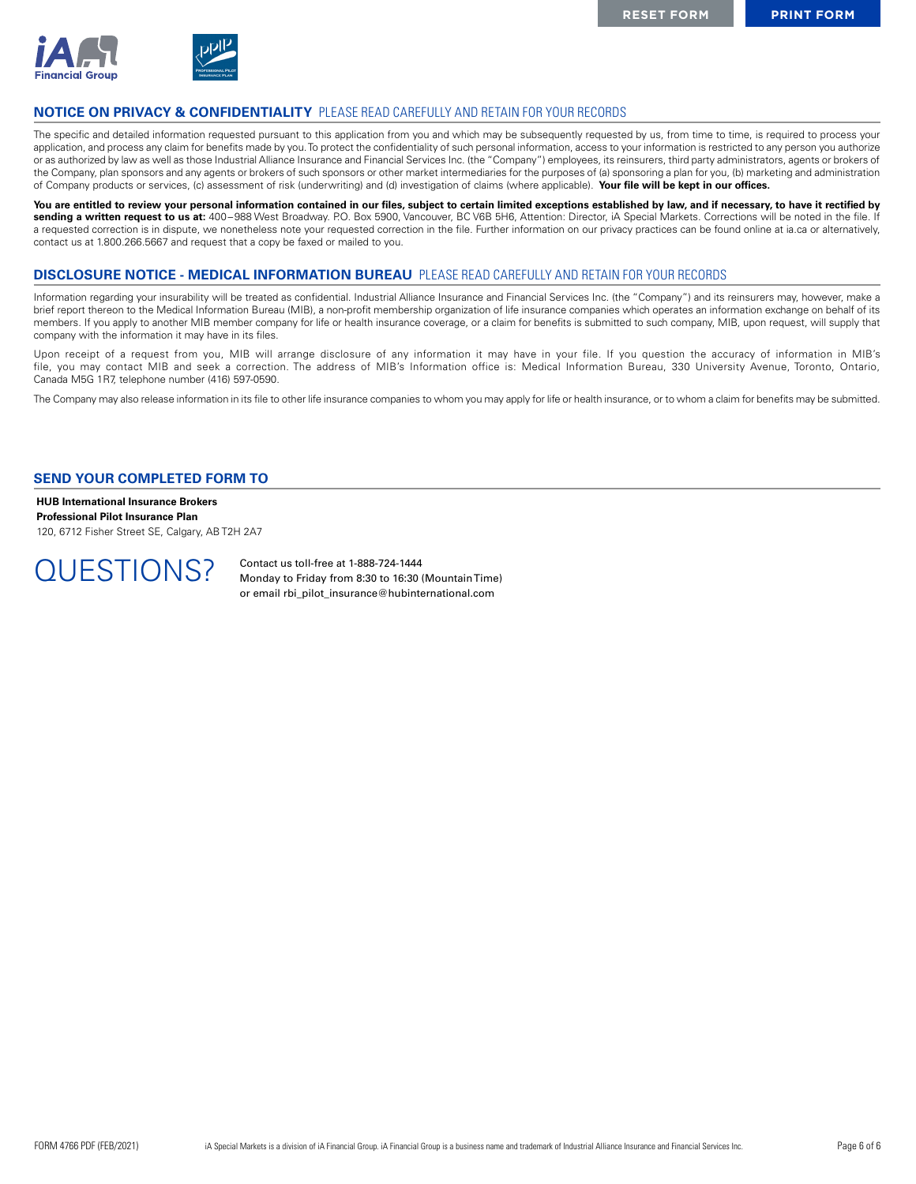## NOTICE ON PRIVACY & CONFIDENTIALITY PLEASE READ CAREFULLY AND RETAIN FOR YOUR RECORDS

The specific and detailed information requested pursuant to this application from you and which may be subsequently requested by us, from time to time, is required to process your application, and process any claim for benefits made by you. To protect the confidentiality of such personal information, access to your information is restricted to any person you authorize or as authorized by law as well as those Industrial Alliance Insurance and Financial Services Inc. (the "Company") employees, its reinsurers, third party administrators, agents or brokers of the Company, plan sponsors and any agents or brokers of such sponsors or other market intermediaries for the purposes of (a) sponsoring a plan for you, (b) marketing and administration of Company products or services, (c) assessment of risk (underwriting) and (d) investigation of claims (where applicable). **Your file will be kept in our offices.**

**You are entitled to review your personal information contained in our files, subject to certain limited exceptions established by law, and if necessary, to have it rectified by sending a written request to us at:** 400 – 988 West Broadway. P.O. Box 5900, Vancouver, BC V6B 5H6, Attention: Director, iA Special Markets. Corrections will be noted in the file. If a requested correction is in dispute, we nonetheless note your requested correction in the file. Further information on our privacy practices can be found online at ia.ca or alternatively, contact us at 1.800.266.5667 and request that a copy be faxed or mailed to you.

## DISCLOSURE NOTICE - MEDICAL INFORMATION BUREAU PLEASE READ CAREFULLY AND RETAIN FOR YOUR RECORDS

Information regarding your insurability will be treated as confidential. Industrial Alliance Insurance and Financial Services Inc. (the "Company") and its reinsurers may, however, make a brief report thereon to the Medical Information Bureau (MIB), a non-profit membership organization of life insurance companies which operates an information exchange on behalf of its members. If you apply to another MIB member company for life or health insurance coverage, or a claim for benefits is submitted to such company, MIB, upon request, will supply that company with the information it may have in its files.

Upon receipt of a request from you, MIB will arrange disclosure of any information it may have in your file. If you question the accuracy of information in MIB's file, you may contact MIB and seek a correction. The address of MIB's Information office is: Medical Information Bureau, 330 University Avenue, Toronto, Ontario, Canada M5G 1R7, telephone number (416) 597-0590.

The Company may also release information in its file to other life insurance companies to whom you may apply for life or health insurance, or to whom a claim for benefits may be submitted.

## SEND YOUR COMPLETED FORM TO

**HUB International Insurance Brokers**
**Professional Pilot Insurance Plan**
120, 6712 Fisher Street SE, Calgary, AB T2H 2A7

# QUESTIONS?

Contact us toll-free at 1-888-724-1444
Monday to Friday from 8:30 to 16:30 (Mountain Time)
or email rbi_pilot_insurance@hubinternational.com

FORM 4766 PDF (FEB/2021)

iA Special Markets is a division of iA Financial Group. iA Financial Group is a business name and trademark of Industrial Alliance Insurance and Financial Services Inc.